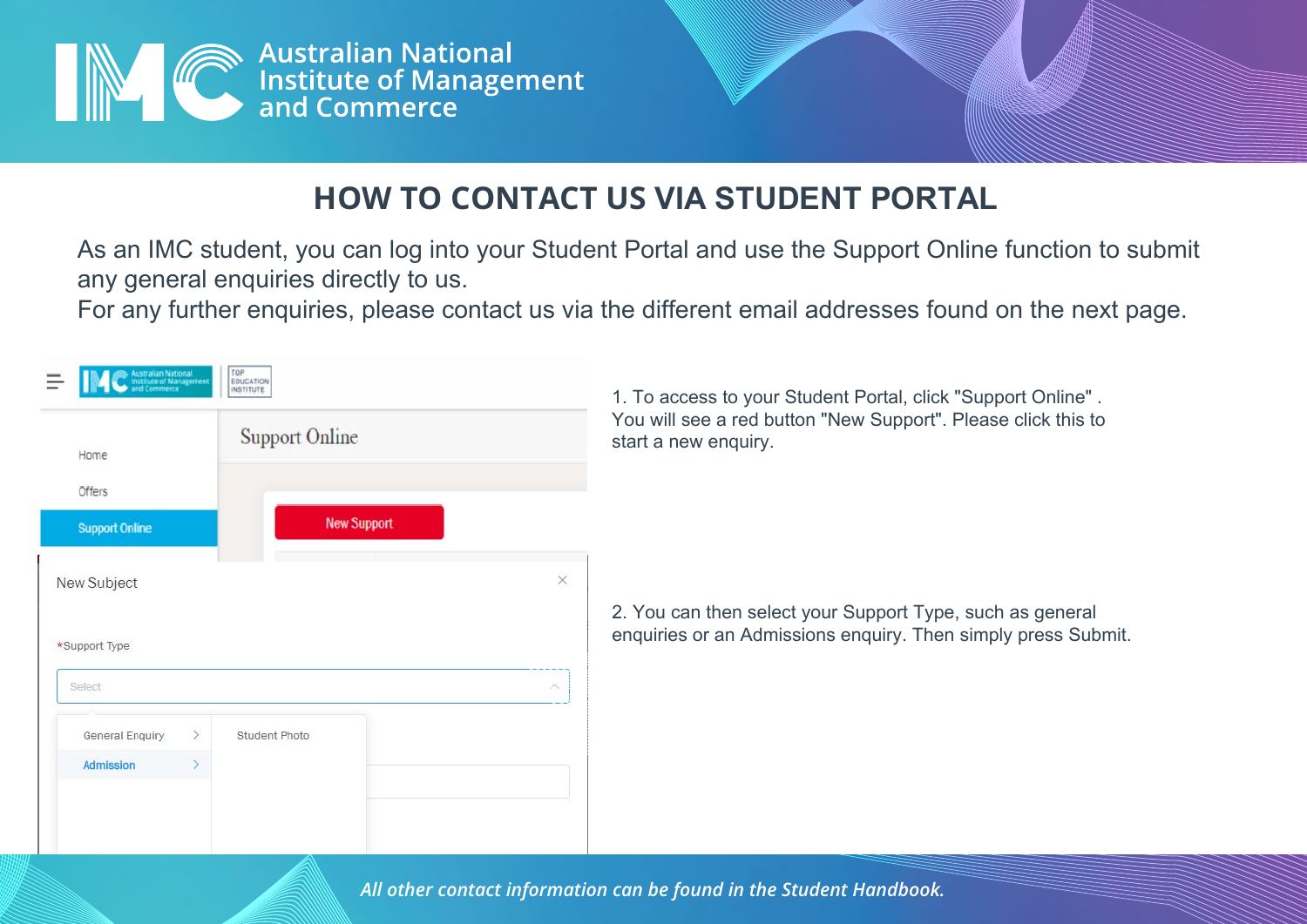Australian National Institute of Management and Commerce

# HOW TO CONTACT US VIA STUDENT PORTAL

As an IMC student, you can log into your Student Portal and use the Support Online function to submit any general enquiries directly to us.
For any further enquiries, please contact us via the different email addresses found on the next page.

1. To access to your Student Portal, click "Support Online" . You will see a red button "New Support". Please click this to start a new enquiry.

2. You can then select your Support Type, such as general enquiries or an Admissions enquiry. Then simply press Submit.

*All other contact information can be found in the Student Handbook.*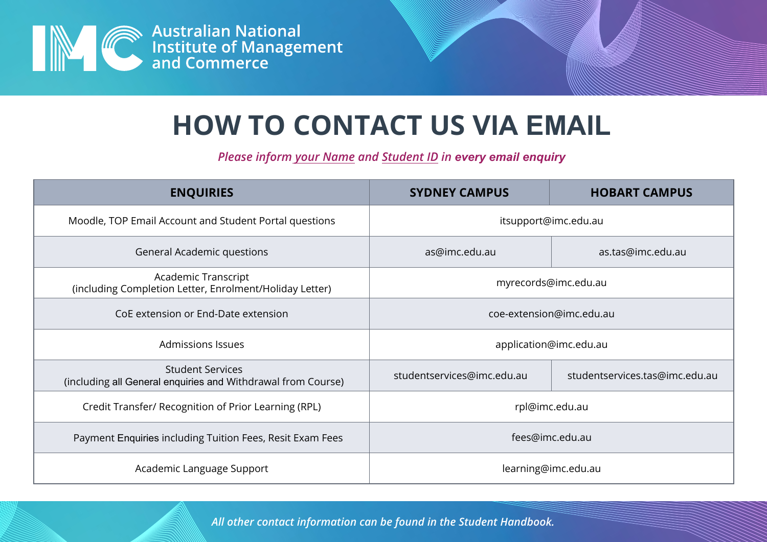Australian National Institute of Management and Commerce

# HOW TO CONTACT US VIA EMAIL

***Please inform your Name and Student ID in every email enquiry***

| ENQUIRIES | SYDNEY CAMPUS | HOBART CAMPUS |
|---|---|---|
| Moodle, TOP Email Account and Student Portal questions | itsupport@imc.edu.au | |
| General Academic questions | as@imc.edu.au | as.tas@imc.edu.au |
| Academic Transcript (including Completion Letter, Enrolment/Holiday Letter) | myrecords@imc.edu.au | |
| CoE extension or End-Date extension | coe-extension@imc.edu.au | |
| Admissions Issues | application@imc.edu.au | |
| Student Services (including all General enquiries and Withdrawal from Course) | studentservices@imc.edu.au | studentservices.tas@imc.edu.au |
| Credit Transfer/ Recognition of Prior Learning (RPL) | rpl@imc.edu.au | |
| Payment Enquiries including Tuition Fees, Resit Exam Fees | fees@imc.edu.au | |
| Academic Language Support | learning@imc.edu.au | |

*All other contact information can be found in the Student Handbook.*